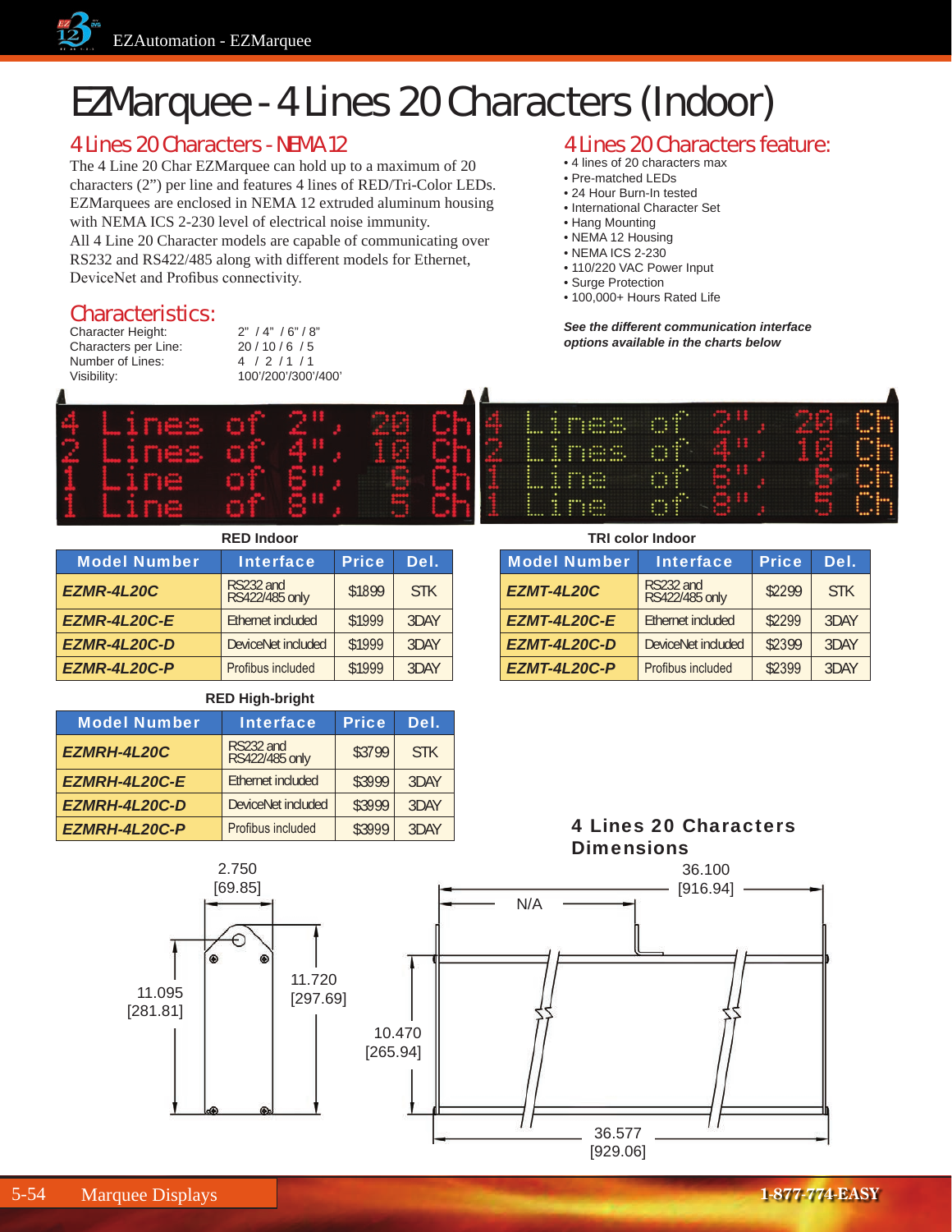# EZMarquee - 4 Lines 20 Characters (Indoor)

## 4 Lines 20 Characters - NEMA 12

The 4 Line 20 Char EZMarquee can hold up to a maximum of 20 characters (2”) per line and features 4 lines of RED/Tri-Color LEDs. EZMarquees are enclosed in NEMA 12 extruded aluminum housing with NEMA ICS 2-230 level of electrical noise immunity.
All 4 Line 20 Character models are capable of communicating over RS232 and RS422/485 along with different models for Ethernet, DeviceNet and Profibus connectivity.

## Characteristics:

| | |
|---|---|
| Character Height: | 2” / 4” / 6” / 8” |
| Characters per Line: | 20 / 10 / 6 / 5 |
| Number of Lines: | 4 / 2 / 1 / 1 |
| Visibility: | 100’/200’/300’/400’ |

## 4 Lines 20 Characters feature:

- 4 lines of 20 characters max
- Pre-matched LEDs
- 24 Hour Burn-In tested
- International Character Set
- Hang Mounting
- NEMA 12 Housing
- NEMA ICS 2-230
- 110/220 VAC Power Input
- Surge Protection
- 100,000+ Hours Rated Life

***See the different communication interface options available in the charts below***

**RED Indoor**

| Model Number | Interface | Price | Del. |
|---|---|---|---|
| ***EZMR-4L20C*** | RS232 and RS422/485 only | $1899 | STK |
| ***EZMR-4L20C-E*** | Ethernet included | $1999 | 3DAY |
| ***EZMR-4L20C-D*** | DeviceNet included | $1999 | 3DAY |
| ***EZMR-4L20C-P*** | Profibus included | $1999 | 3DAY |

**TRI color Indoor**

| Model Number | Interface | Price | Del. |
|---|---|---|---|
| ***EZMT-4L20C*** | RS232 and RS422/485 only | $2299 | STK |
| ***EZMT-4L20C-E*** | Ethernet included | $2299 | 3DAY |
| ***EZMT-4L20C-D*** | DeviceNet included | $2399 | 3DAY |
| ***EZMT-4L20C-P*** | Profibus included | $2399 | 3DAY |

**RED High-bright**

| Model Number | Interface | Price | Del. |
|---|---|---|---|
| ***EZMRH-4L20C*** | RS232 and RS422/485 only | $3799 | STK |
| ***EZMRH-4L20C-E*** | Ethernet included | $3999 | 3DAY |
| ***EZMRH-4L20C-D*** | DeviceNet included | $3999 | 3DAY |
| ***EZMRH-4L20C-P*** | Profibus included | $3999 | 3DAY |

## 4 Lines 20 Characters Dimensions

2.750 [69.85]
11.095 [281.81]
11.720 [297.69]
36.100 [916.94]
N/A
10.470 [265.94]
36.577 [929.06]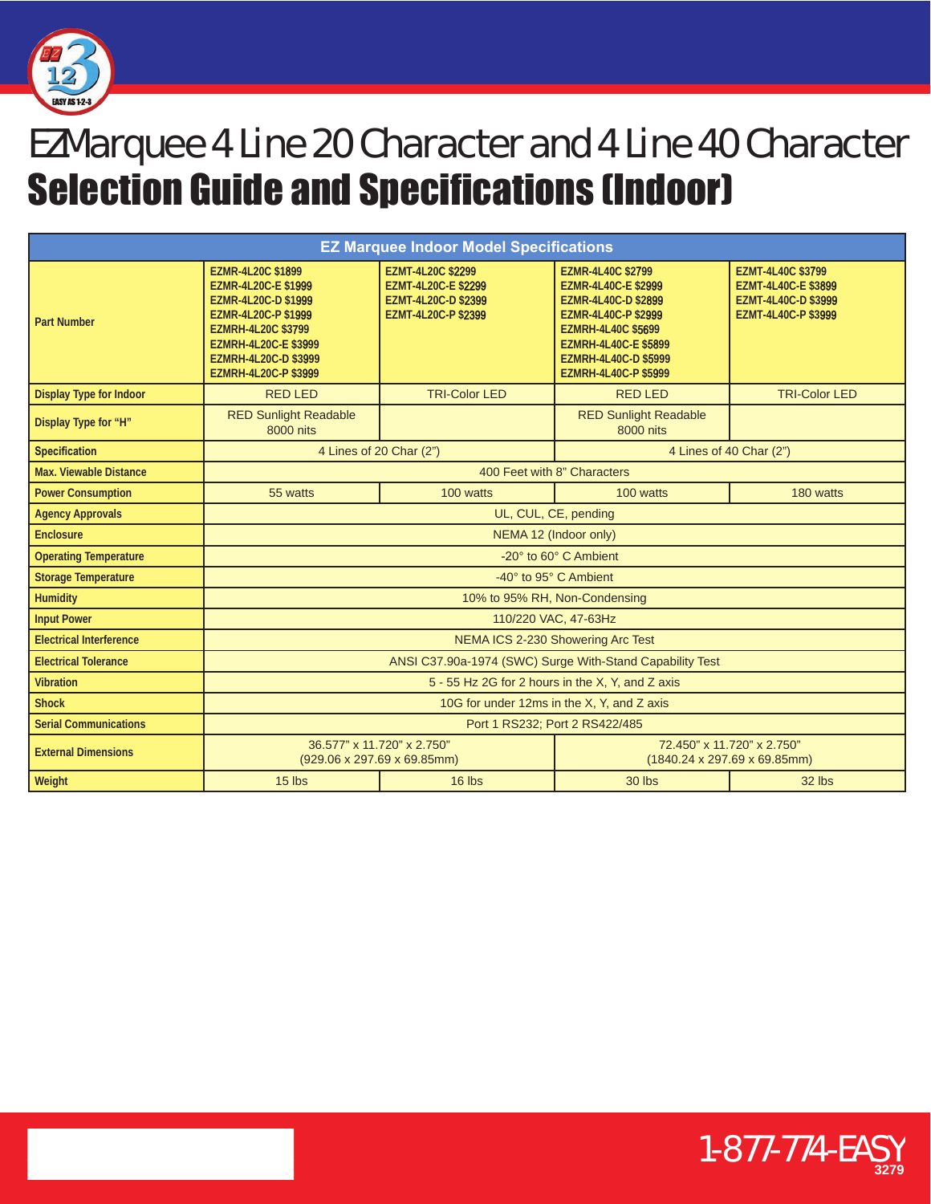# EZMarquee 4 Line 20 Character and 4 Line 40 Character

## Selection Guide and Specifications (Indoor)

| EZ Marquee Indoor Model Specifications | | | | |
|---|---|---|---|---|
| **Part Number** | **EZMR-4L20C $1899**<br>**EZMR-4L20C-E $1999**<br>**EZMR-4L20C-D $1999**<br>**EZMR-4L20C-P $1999**<br>**EZMRH-4L20C $3799**<br>**EZMRH-4L20C-E $3999**<br>**EZMRH-4L20C-D $3999**<br>**EZMRH-4L20C-P $3999** | **EZMT-4L20C $2299**<br>**EZMT-4L20C-E $2299**<br>**EZMT-4L20C-D $2399**<br>**EZMT-4L20C-P $2399** | **EZMR-4L40C $2799**<br>**EZMR-4L40C-E $2999**<br>**EZMR-4L40C-D $2899**<br>**EZMR-4L40C-P $2999**<br>**EZMRH-4L40C $5699**<br>**EZMRH-4L40C-E $5899**<br>**EZMRH-4L40C-D $5999**<br>**EZMRH-4L40C-P $5999** | **EZMT-4L40C $3799**<br>**EZMT-4L40C-E $3899**<br>**EZMT-4L40C-D $3999**<br>**EZMT-4L40C-P $3999** |
| **Display Type for Indoor** | RED LED | TRI-Color LED | RED LED | TRI-Color LED |
| **Display Type for "H"** | RED Sunlight Readable 8000 nits | | RED Sunlight Readable 8000 nits | |
| **Specification** | 4 Lines of 20 Char (2") | | 4 Lines of 40 Char (2") | |
| **Max. Viewable Distance** | 400 Feet with 8" Characters | | | |
| **Power Consumption** | 55 watts | 100 watts | 100 watts | 180 watts |
| **Agency Approvals** | UL, CUL, CE, pending | | | |
| **Enclosure** | NEMA 12 (Indoor only) | | | |
| **Operating Temperature** | -20° to 60° C Ambient | | | |
| **Storage Temperature** | -40° to 95° C Ambient | | | |
| **Humidity** | 10% to 95% RH, Non-Condensing | | | |
| **Input Power** | 110/220 VAC, 47-63Hz | | | |
| **Electrical Interference** | NEMA ICS 2-230 Showering Arc Test | | | |
| **Electrical Tolerance** | ANSI C37.90a-1974 (SWC) Surge With-Stand Capability Test | | | |
| **Vibration** | 5 - 55 Hz 2G for 2 hours in the X, Y, and Z axis | | | |
| **Shock** | 10G for under 12ms in the X, Y, and Z axis | | | |
| **Serial Communications** | Port 1 RS232; Port 2 RS422/485 | | | |
| **External Dimensions** | 36.577" x 11.720" x 2.750" (929.06 x 297.69 x 69.85mm) | | 72.450" x 11.720" x 2.750" (1840.24 x 297.69 x 69.85mm) | |
| **Weight** | 15 lbs | 16 lbs | 30 lbs | 32 lbs |

1-877-774-EASY
3279